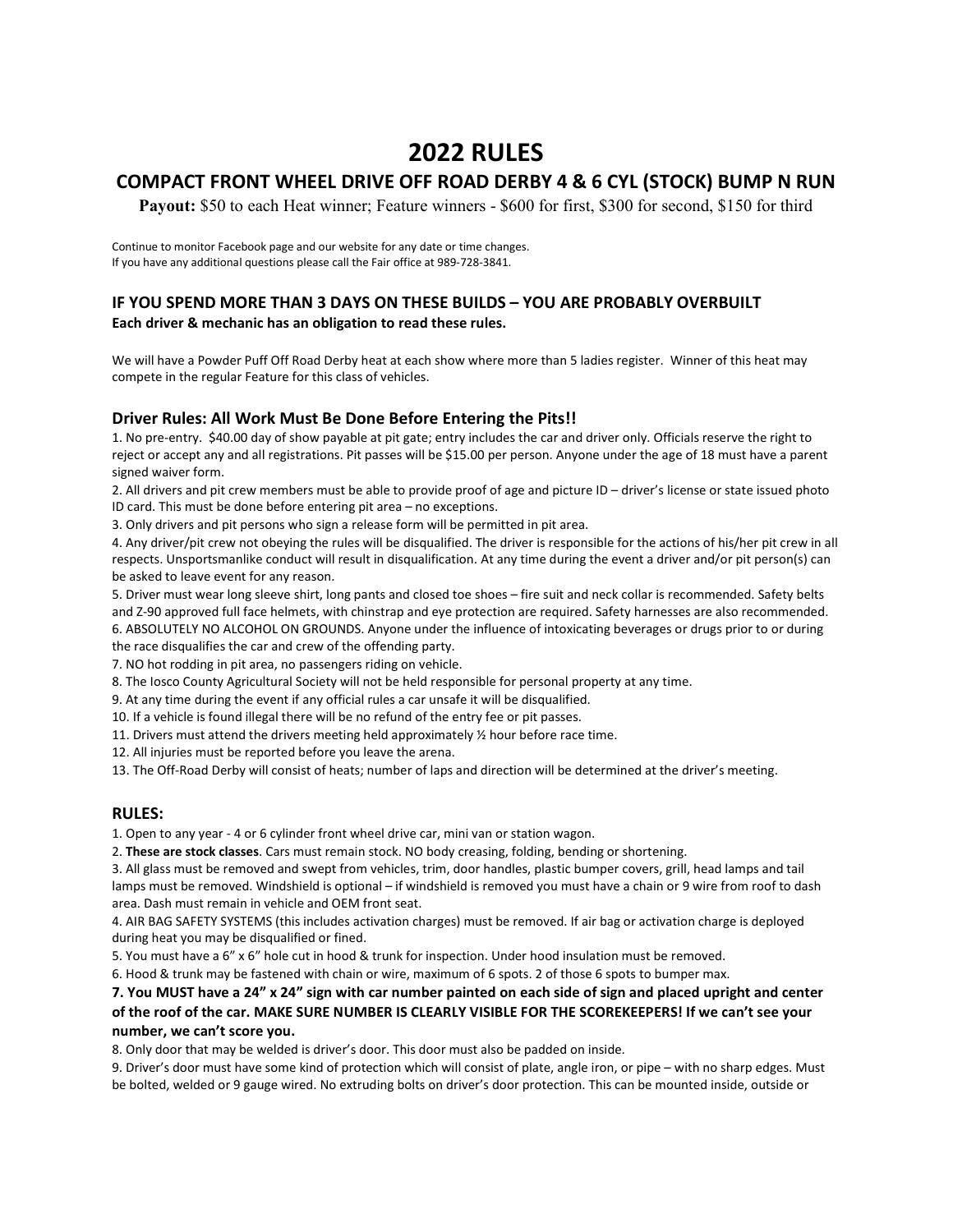# 2022 RULES

## COMPACT FRONT WHEEL DRIVE OFF ROAD DERBY 4 & 6 CYL (STOCK) BUMP N RUN

**Payout:** $50 to each Heat winner; Feature winners - $600 for first, $300 for second, $150 for third

Continue to monitor Facebook page and our website for any date or time changes.
If you have any additional questions please call the Fair office at 989-728-3841.

### IF YOU SPEND MORE THAN 3 DAYS ON THESE BUILDS – YOU ARE PROBABLY OVERBUILT

**Each driver & mechanic has an obligation to read these rules.**

We will have a Powder Puff Off Road Derby heat at each show where more than 5 ladies register. Winner of this heat may compete in the regular Feature for this class of vehicles.

### Driver Rules: All Work Must Be Done Before Entering the Pits!!

1. No pre-entry. $40.00 day of show payable at pit gate; entry includes the car and driver only. Officials reserve the right to reject or accept any and all registrations. Pit passes will be $15.00 per person. Anyone under the age of 18 must have a parent signed waiver form.
2. All drivers and pit crew members must be able to provide proof of age and picture ID – driver's license or state issued photo ID card. This must be done before entering pit area – no exceptions.
3. Only drivers and pit persons who sign a release form will be permitted in pit area.
4. Any driver/pit crew not obeying the rules will be disqualified. The driver is responsible for the actions of his/her pit crew in all respects. Unsportsmanlike conduct will result in disqualification. At any time during the event a driver and/or pit person(s) can be asked to leave event for any reason.
5. Driver must wear long sleeve shirt, long pants and closed toe shoes – fire suit and neck collar is recommended. Safety belts and Z-90 approved full face helmets, with chinstrap and eye protection are required. Safety harnesses are also recommended.
6. ABSOLUTELY NO ALCOHOL ON GROUNDS. Anyone under the influence of intoxicating beverages or drugs prior to or during the race disqualifies the car and crew of the offending party.
7. NO hot rodding in pit area, no passengers riding on vehicle.
8. The Iosco County Agricultural Society will not be held responsible for personal property at any time.
9. At any time during the event if any official rules a car unsafe it will be disqualified.
10. If a vehicle is found illegal there will be no refund of the entry fee or pit passes.
11. Drivers must attend the drivers meeting held approximately ½ hour before race time.
12. All injuries must be reported before you leave the arena.
13. The Off-Road Derby will consist of heats; number of laps and direction will be determined at the driver's meeting.

### RULES:

1. Open to any year - 4 or 6 cylinder front wheel drive car, mini van or station wagon.
2. **These are stock classes**. Cars must remain stock. NO body creasing, folding, bending or shortening.
3. All glass must be removed and swept from vehicles, trim, door handles, plastic bumper covers, grill, head lamps and tail lamps must be removed. Windshield is optional – if windshield is removed you must have a chain or 9 wire from roof to dash area. Dash must remain in vehicle and OEM front seat.
4. AIR BAG SAFETY SYSTEMS (this includes activation charges) must be removed. If air bag or activation charge is deployed during heat you may be disqualified or fined.
5. You must have a 6" x 6" hole cut in hood & trunk for inspection. Under hood insulation must be removed.
6. Hood & trunk may be fastened with chain or wire, maximum of 6 spots. 2 of those 6 spots to bumper max.
7. **You MUST have a 24" x 24" sign with car number painted on each side of sign and placed upright and center of the roof of the car. MAKE SURE NUMBER IS CLEARLY VISIBLE FOR THE SCOREKEEPERS! If we can't see your number, we can't score you.**
8. Only door that may be welded is driver's door. This door must also be padded on inside.
9. Driver's door must have some kind of protection which will consist of plate, angle iron, or pipe – with no sharp edges. Must be bolted, welded or 9 gauge wired. No extruding bolts on driver's door protection. This can be mounted inside, outside or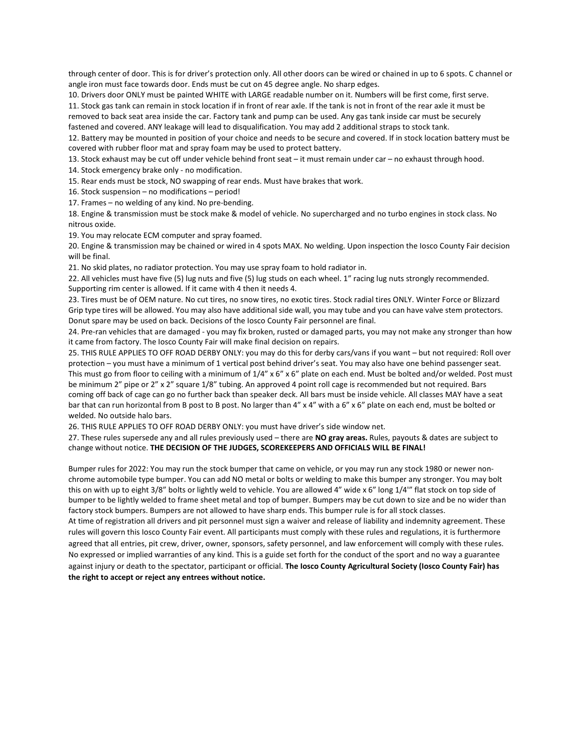through center of door. This is for driver's protection only. All other doors can be wired or chained in up to 6 spots. C channel or angle iron must face towards door. Ends must be cut on 45 degree angle. No sharp edges.

10. Drivers door ONLY must be painted WHITE with LARGE readable number on it. Numbers will be first come, first serve.

11. Stock gas tank can remain in stock location if in front of rear axle. If the tank is not in front of the rear axle it must be removed to back seat area inside the car. Factory tank and pump can be used. Any gas tank inside car must be securely fastened and covered. ANY leakage will lead to disqualification. You may add 2 additional straps to stock tank.

12. Battery may be mounted in position of your choice and needs to be secure and covered. If in stock location battery must be covered with rubber floor mat and spray foam may be used to protect battery.

13. Stock exhaust may be cut off under vehicle behind front seat – it must remain under car – no exhaust through hood.

14. Stock emergency brake only - no modification.

15. Rear ends must be stock, NO swapping of rear ends. Must have brakes that work.

16. Stock suspension – no modifications – period!

17. Frames – no welding of any kind. No pre-bending.

18. Engine & transmission must be stock make & model of vehicle. No supercharged and no turbo engines in stock class. No nitrous oxide.

19. You may relocate ECM computer and spray foamed.

20. Engine & transmission may be chained or wired in 4 spots MAX. No welding. Upon inspection the Iosco County Fair decision will be final.

21. No skid plates, no radiator protection. You may use spray foam to hold radiator in.

22. All vehicles must have five (5) lug nuts and five (5) lug studs on each wheel. 1" racing lug nuts strongly recommended. Supporting rim center is allowed. If it came with 4 then it needs 4.

23. Tires must be of OEM nature. No cut tires, no snow tires, no exotic tires. Stock radial tires ONLY. Winter Force or Blizzard Grip type tires will be allowed. You may also have additional side wall, you may tube and you can have valve stem protectors. Donut spare may be used on back. Decisions of the Iosco County Fair personnel are final.

24. Pre-ran vehicles that are damaged - you may fix broken, rusted or damaged parts, you may not make any stronger than how it came from factory. The Iosco County Fair will make final decision on repairs.

25. THIS RULE APPLIES TO OFF ROAD DERBY ONLY: you may do this for derby cars/vans if you want – but not required: Roll over protection – you must have a minimum of 1 vertical post behind driver's seat. You may also have one behind passenger seat. This must go from floor to ceiling with a minimum of 1/4" x 6" x 6" plate on each end. Must be bolted and/or welded. Post must be minimum 2" pipe or 2" x 2" square 1/8" tubing. An approved 4 point roll cage is recommended but not required. Bars coming off back of cage can go no further back than speaker deck. All bars must be inside vehicle. All classes MAY have a seat bar that can run horizontal from B post to B post. No larger than 4" x 4" with a 6" x 6" plate on each end, must be bolted or welded. No outside halo bars.

26. THIS RULE APPLIES TO OFF ROAD DERBY ONLY: you must have driver's side window net.

27. These rules supersede any and all rules previously used – there are **NO gray areas.** Rules, payouts & dates are subject to change without notice. **THE DECISION OF THE JUDGES, SCOREKEEPERS AND OFFICIALS WILL BE FINAL!**

Bumper rules for 2022: You may run the stock bumper that came on vehicle, or you may run any stock 1980 or newer non-chrome automobile type bumper. You can add NO metal or bolts or welding to make this bumper any stronger. You may bolt this on with up to eight 3/8" bolts or lightly weld to vehicle. You are allowed 4" wide x 6" long 1/4'" flat stock on top side of bumper to be lightly welded to frame sheet metal and top of bumper. Bumpers may be cut down to size and be no wider than factory stock bumpers. Bumpers are not allowed to have sharp ends. This bumper rule is for all stock classes.

At time of registration all drivers and pit personnel must sign a waiver and release of liability and indemnity agreement. These rules will govern this Iosco County Fair event. All participants must comply with these rules and regulations, it is furthermore agreed that all entries, pit crew, driver, owner, sponsors, safety personnel, and law enforcement will comply with these rules. No expressed or implied warranties of any kind. This is a guide set forth for the conduct of the sport and no way a guarantee against injury or death to the spectator, participant or official. **The Iosco County Agricultural Society (Iosco County Fair) has the right to accept or reject any entrees without notice.**